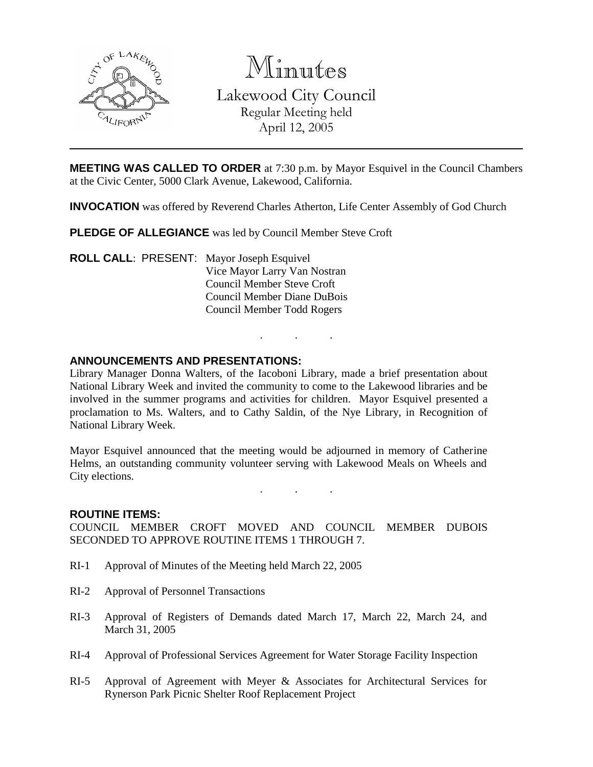# Minutes

## Lakewood City Council

Regular Meeting held
April 12, 2005

---

**MEETING WAS CALLED TO ORDER** at 7:30 p.m. by Mayor Esquivel in the Council Chambers at the Civic Center, 5000 Clark Avenue, Lakewood, California.

**INVOCATION** was offered by Reverend Charles Atherton, Life Center Assembly of God Church

**PLEDGE OF ALLEGIANCE** was led by Council Member Steve Croft

**ROLL CALL**: PRESENT: Mayor Joseph Esquivel
Vice Mayor Larry Van Nostran
Council Member Steve Croft
Council Member Diane DuBois
Council Member Todd Rogers

. . .

**ANNOUNCEMENTS AND PRESENTATIONS:**

Library Manager Donna Walters, of the Iacoboni Library, made a brief presentation about National Library Week and invited the community to come to the Lakewood libraries and be involved in the summer programs and activities for children. Mayor Esquivel presented a proclamation to Ms. Walters, and to Cathy Saldin, of the Nye Library, in Recognition of National Library Week.

Mayor Esquivel announced that the meeting would be adjourned in memory of Catherine Helms, an outstanding community volunteer serving with Lakewood Meals on Wheels and City elections.

. . .

**ROUTINE ITEMS:**

COUNCIL MEMBER CROFT MOVED AND COUNCIL MEMBER DUBOIS SECONDED TO APPROVE ROUTINE ITEMS 1 THROUGH 7.

RI-1 Approval of Minutes of the Meeting held March 22, 2005

RI-2 Approval of Personnel Transactions

RI-3 Approval of Registers of Demands dated March 17, March 22, March 24, and March 31, 2005

RI-4 Approval of Professional Services Agreement for Water Storage Facility Inspection

RI-5 Approval of Agreement with Meyer & Associates for Architectural Services for Rynerson Park Picnic Shelter Roof Replacement Project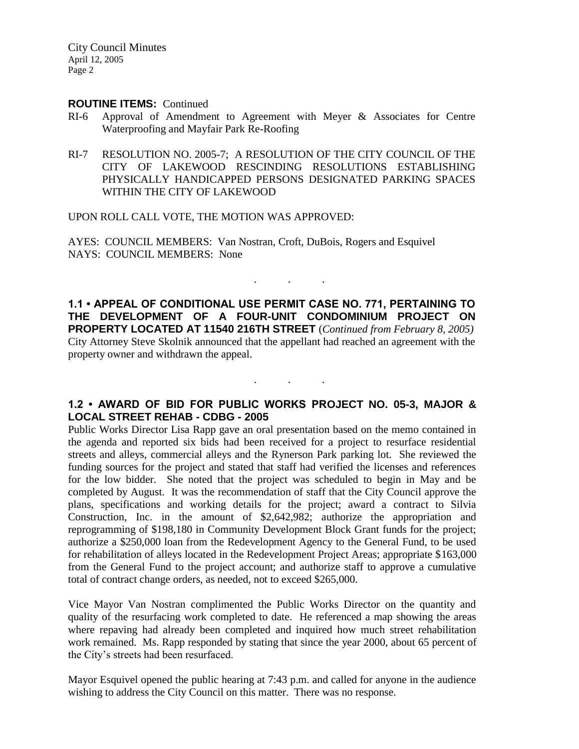**ROUTINE ITEMS:** Continued

RI-6 Approval of Amendment to Agreement with Meyer & Associates for Centre Waterproofing and Mayfair Park Re-Roofing

RI-7 RESOLUTION NO. 2005-7; A RESOLUTION OF THE CITY COUNCIL OF THE CITY OF LAKEWOOD RESCINDING RESOLUTIONS ESTABLISHING PHYSICALLY HANDICAPPED PERSONS DESIGNATED PARKING SPACES WITHIN THE CITY OF LAKEWOOD

UPON ROLL CALL VOTE, THE MOTION WAS APPROVED:

AYES: COUNCIL MEMBERS: Van Nostran, Croft, DuBois, Rogers and Esquivel
NAYS: COUNCIL MEMBERS: None

. . .

**1.1 • APPEAL OF CONDITIONAL USE PERMIT CASE NO. 771, PERTAINING TO THE DEVELOPMENT OF A FOUR-UNIT CONDOMINIUM PROJECT ON PROPERTY LOCATED AT 11540 216TH STREET** (*Continued from February 8, 2005)*
City Attorney Steve Skolnik announced that the appellant had reached an agreement with the property owner and withdrawn the appeal.

. . .

**1.2 • AWARD OF BID FOR PUBLIC WORKS PROJECT NO. 05-3, MAJOR & LOCAL STREET REHAB - CDBG - 2005**
Public Works Director Lisa Rapp gave an oral presentation based on the memo contained in the agenda and reported six bids had been received for a project to resurface residential streets and alleys, commercial alleys and the Rynerson Park parking lot. She reviewed the funding sources for the project and stated that staff had verified the licenses and references for the low bidder. She noted that the project was scheduled to begin in May and be completed by August. It was the recommendation of staff that the City Council approve the plans, specifications and working details for the project; award a contract to Silvia Construction, Inc. in the amount of $2,642,982; authorize the appropriation and reprogramming of $198,180 in Community Development Block Grant funds for the project; authorize a $250,000 loan from the Redevelopment Agency to the General Fund, to be used for rehabilitation of alleys located in the Redevelopment Project Areas; appropriate $163,000 from the General Fund to the project account; and authorize staff to approve a cumulative total of contract change orders, as needed, not to exceed $265,000.

Vice Mayor Van Nostran complimented the Public Works Director on the quantity and quality of the resurfacing work completed to date. He referenced a map showing the areas where repaving had already been completed and inquired how much street rehabilitation work remained. Ms. Rapp responded by stating that since the year 2000, about 65 percent of the City's streets had been resurfaced.

Mayor Esquivel opened the public hearing at 7:43 p.m. and called for anyone in the audience wishing to address the City Council on this matter. There was no response.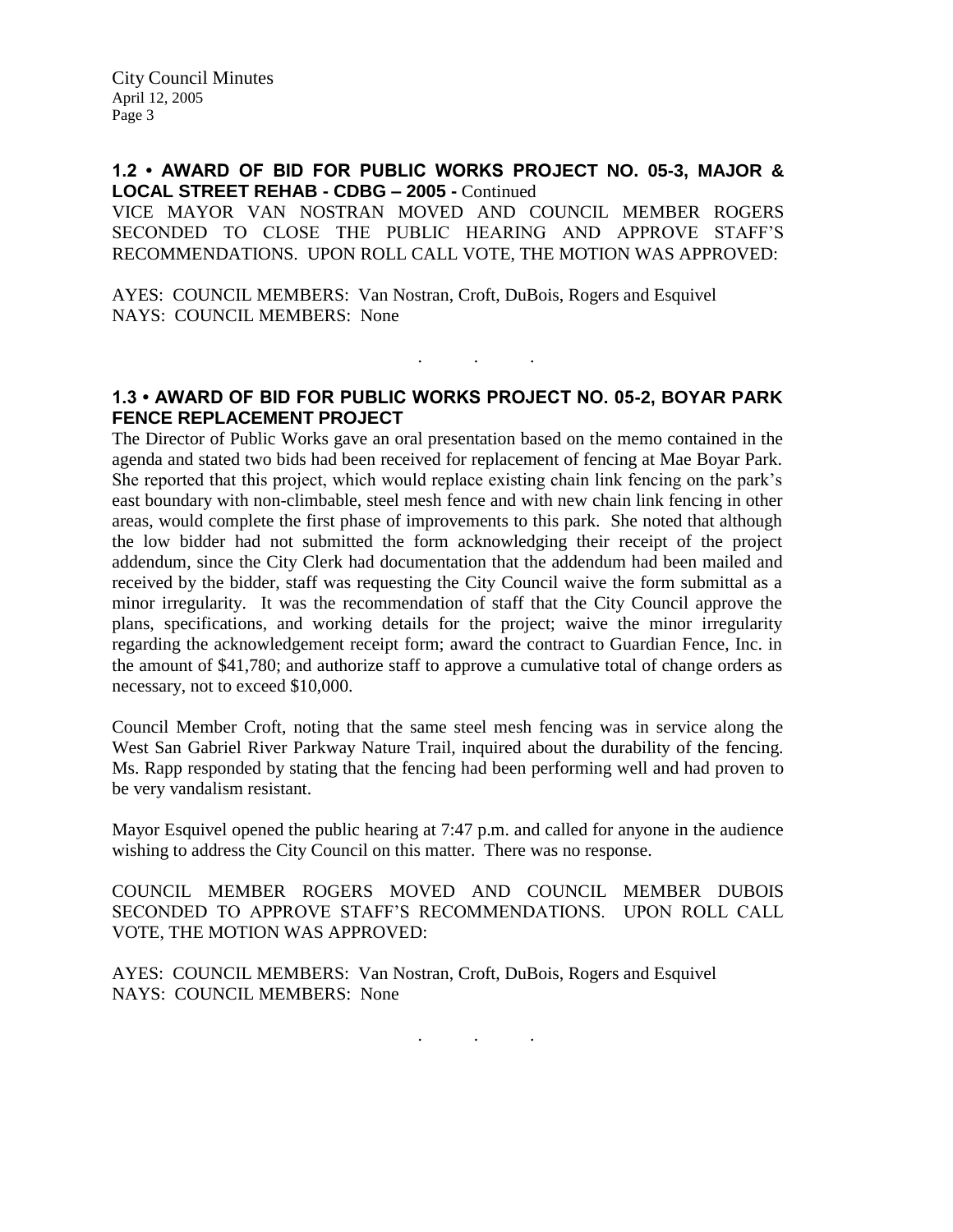## 1.2 • AWARD OF BID FOR PUBLIC WORKS PROJECT NO. 05-3, MAJOR & LOCAL STREET REHAB - CDBG – 2005 - Continued

VICE MAYOR VAN NOSTRAN MOVED AND COUNCIL MEMBER ROGERS SECONDED TO CLOSE THE PUBLIC HEARING AND APPROVE STAFF'S RECOMMENDATIONS. UPON ROLL CALL VOTE, THE MOTION WAS APPROVED:

AYES: COUNCIL MEMBERS: Van Nostran, Croft, DuBois, Rogers and Esquivel
NAYS: COUNCIL MEMBERS: None

. . .

## 1.3 • AWARD OF BID FOR PUBLIC WORKS PROJECT NO. 05-2, BOYAR PARK FENCE REPLACEMENT PROJECT

The Director of Public Works gave an oral presentation based on the memo contained in the agenda and stated two bids had been received for replacement of fencing at Mae Boyar Park. She reported that this project, which would replace existing chain link fencing on the park's east boundary with non-climbable, steel mesh fence and with new chain link fencing in other areas, would complete the first phase of improvements to this park. She noted that although the low bidder had not submitted the form acknowledging their receipt of the project addendum, since the City Clerk had documentation that the addendum had been mailed and received by the bidder, staff was requesting the City Council waive the form submittal as a minor irregularity. It was the recommendation of staff that the City Council approve the plans, specifications, and working details for the project; waive the minor irregularity regarding the acknowledgement receipt form; award the contract to Guardian Fence, Inc. in the amount of $41,780; and authorize staff to approve a cumulative total of change orders as necessary, not to exceed $10,000.

Council Member Croft, noting that the same steel mesh fencing was in service along the West San Gabriel River Parkway Nature Trail, inquired about the durability of the fencing. Ms. Rapp responded by stating that the fencing had been performing well and had proven to be very vandalism resistant.

Mayor Esquivel opened the public hearing at 7:47 p.m. and called for anyone in the audience wishing to address the City Council on this matter. There was no response.

COUNCIL MEMBER ROGERS MOVED AND COUNCIL MEMBER DUBOIS SECONDED TO APPROVE STAFF'S RECOMMENDATIONS. UPON ROLL CALL VOTE, THE MOTION WAS APPROVED:

AYES: COUNCIL MEMBERS: Van Nostran, Croft, DuBois, Rogers and Esquivel
NAYS: COUNCIL MEMBERS: None

. . .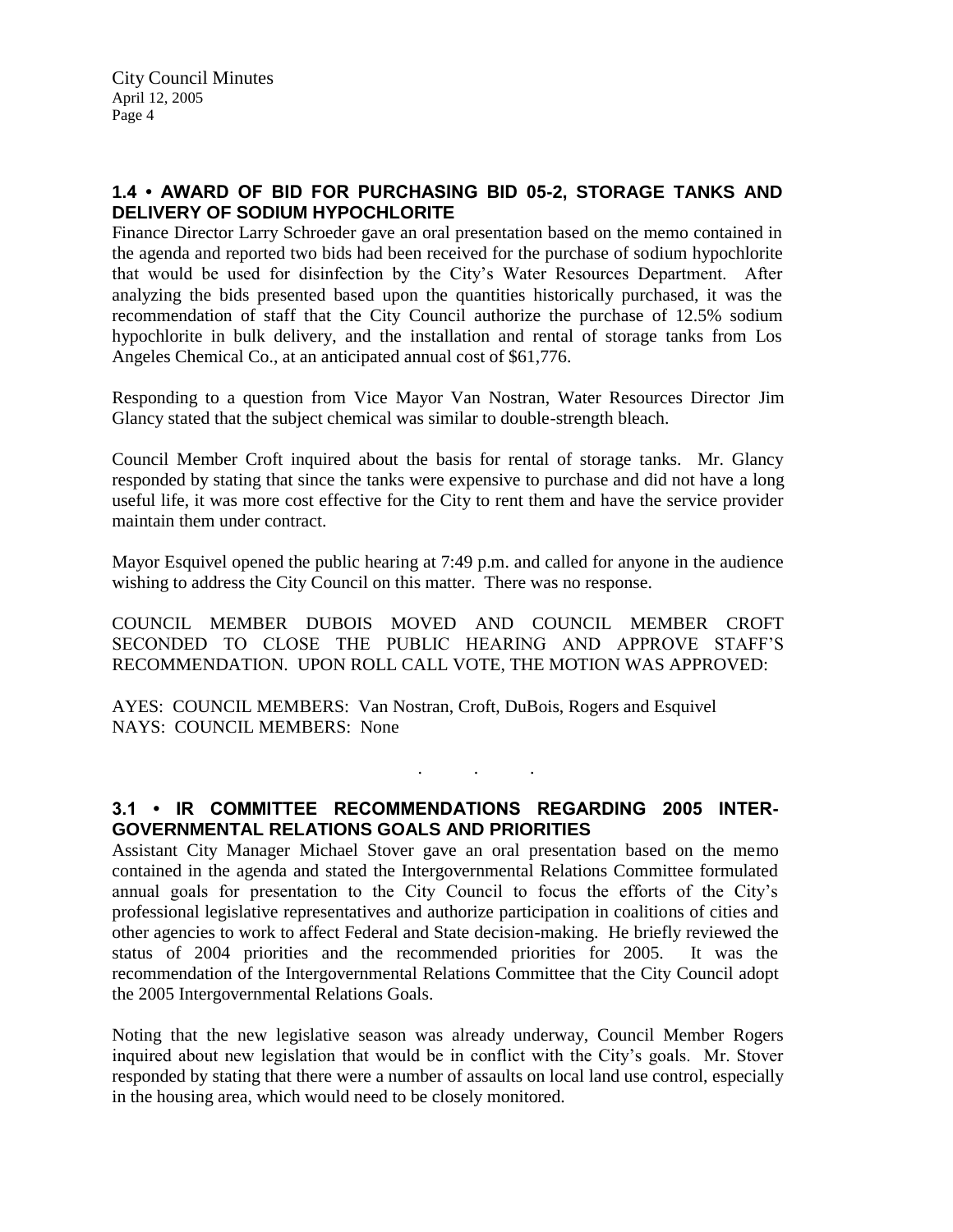## 1.4 • AWARD OF BID FOR PURCHASING BID 05-2, STORAGE TANKS AND DELIVERY OF SODIUM HYPOCHLORITE

Finance Director Larry Schroeder gave an oral presentation based on the memo contained in the agenda and reported two bids had been received for the purchase of sodium hypochlorite that would be used for disinfection by the City's Water Resources Department. After analyzing the bids presented based upon the quantities historically purchased, it was the recommendation of staff that the City Council authorize the purchase of 12.5% sodium hypochlorite in bulk delivery, and the installation and rental of storage tanks from Los Angeles Chemical Co., at an anticipated annual cost of $61,776.

Responding to a question from Vice Mayor Van Nostran, Water Resources Director Jim Glancy stated that the subject chemical was similar to double-strength bleach.

Council Member Croft inquired about the basis for rental of storage tanks. Mr. Glancy responded by stating that since the tanks were expensive to purchase and did not have a long useful life, it was more cost effective for the City to rent them and have the service provider maintain them under contract.

Mayor Esquivel opened the public hearing at 7:49 p.m. and called for anyone in the audience wishing to address the City Council on this matter. There was no response.

COUNCIL MEMBER DUBOIS MOVED AND COUNCIL MEMBER CROFT SECONDED TO CLOSE THE PUBLIC HEARING AND APPROVE STAFF'S RECOMMENDATION. UPON ROLL CALL VOTE, THE MOTION WAS APPROVED:

AYES: COUNCIL MEMBERS: Van Nostran, Croft, DuBois, Rogers and Esquivel
NAYS: COUNCIL MEMBERS: None

. . .

## 3.1 • IR COMMITTEE RECOMMENDATIONS REGARDING 2005 INTER-GOVERNMENTAL RELATIONS GOALS AND PRIORITIES

Assistant City Manager Michael Stover gave an oral presentation based on the memo contained in the agenda and stated the Intergovernmental Relations Committee formulated annual goals for presentation to the City Council to focus the efforts of the City's professional legislative representatives and authorize participation in coalitions of cities and other agencies to work to affect Federal and State decision-making. He briefly reviewed the status of 2004 priorities and the recommended priorities for 2005. It was the recommendation of the Intergovernmental Relations Committee that the City Council adopt the 2005 Intergovernmental Relations Goals.

Noting that the new legislative season was already underway, Council Member Rogers inquired about new legislation that would be in conflict with the City's goals. Mr. Stover responded by stating that there were a number of assaults on local land use control, especially in the housing area, which would need to be closely monitored.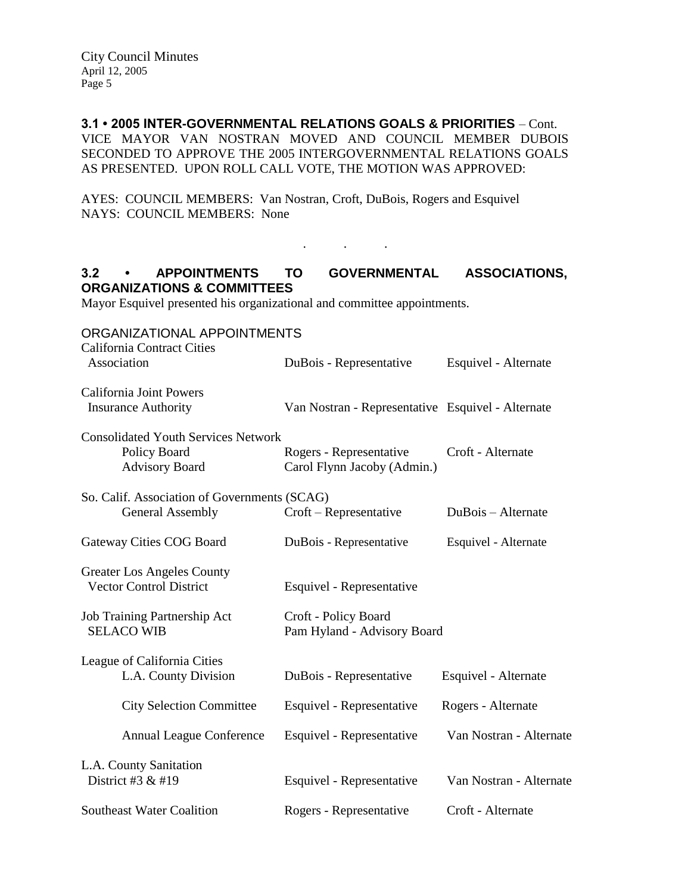**3.1 • 2005 INTER-GOVERNMENTAL RELATIONS GOALS & PRIORITIES** – Cont.
VICE MAYOR VAN NOSTRAN MOVED AND COUNCIL MEMBER DUBOIS SECONDED TO APPROVE THE 2005 INTERGOVERNMENTAL RELATIONS GOALS AS PRESENTED. UPON ROLL CALL VOTE, THE MOTION WAS APPROVED:

AYES: COUNCIL MEMBERS: Van Nostran, Croft, DuBois, Rogers and Esquivel
NAYS: COUNCIL MEMBERS: None

. . .

**3.2 • APPOINTMENTS TO GOVERNMENTAL ASSOCIATIONS, ORGANIZATIONS & COMMITTEES**
Mayor Esquivel presented his organizational and committee appointments.

ORGANIZATIONAL APPOINTMENTS

| | | |
|---|---|---|
| California Contract Cities Association | DuBois - Representative | Esquivel - Alternate |
| California Joint Powers Insurance Authority | Van Nostran - Representative | Esquivel - Alternate |
| Consolidated Youth Services Network | | |
| Policy Board | Rogers - Representative | Croft - Alternate |
| Advisory Board | Carol Flynn Jacoby (Admin.) | |
| So. Calif. Association of Governments (SCAG) | | |
| General Assembly | Croft – Representative | DuBois – Alternate |
| Gateway Cities COG Board | DuBois - Representative | Esquivel - Alternate |
| Greater Los Angeles County Vector Control District | Esquivel - Representative | |
| Job Training Partnership Act SELACO WIB | Croft - Policy Board<br>Pam Hyland - Advisory Board | |
| League of California Cities | | |
| L.A. County Division | DuBois - Representative | Esquivel - Alternate |
| City Selection Committee | Esquivel - Representative | Rogers - Alternate |
| Annual League Conference | Esquivel - Representative | Van Nostran - Alternate |
| L.A. County Sanitation District #3 & #19 | Esquivel - Representative | Van Nostran - Alternate |
| Southeast Water Coalition | Rogers - Representative | Croft - Alternate |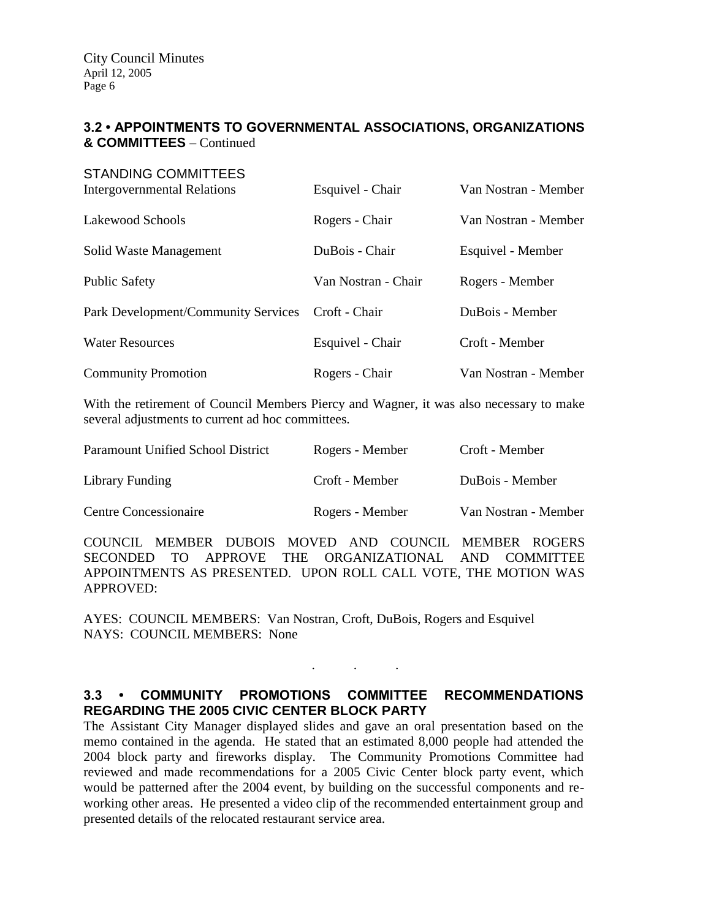## 3.2 • APPOINTMENTS TO GOVERNMENTAL ASSOCIATIONS, ORGANIZATIONS & COMMITTEES – Continued

STANDING COMMITTEES

| | | |
|---|---|---|
| Intergovernmental Relations | Esquivel - Chair | Van Nostran - Member |
| Lakewood Schools | Rogers - Chair | Van Nostran - Member |
| Solid Waste Management | DuBois - Chair | Esquivel - Member |
| Public Safety | Van Nostran - Chair | Rogers - Member |
| Park Development/Community Services | Croft - Chair | DuBois - Member |
| Water Resources | Esquivel - Chair | Croft - Member |
| Community Promotion | Rogers - Chair | Van Nostran - Member |

With the retirement of Council Members Piercy and Wagner, it was also necessary to make several adjustments to current ad hoc committees.

| | | |
|---|---|---|
| Paramount Unified School District | Rogers - Member | Croft - Member |
| Library Funding | Croft - Member | DuBois - Member |
| Centre Concessionaire | Rogers - Member | Van Nostran - Member |

COUNCIL MEMBER DUBOIS MOVED AND COUNCIL MEMBER ROGERS SECONDED TO APPROVE THE ORGANIZATIONAL AND COMMITTEE APPOINTMENTS AS PRESENTED. UPON ROLL CALL VOTE, THE MOTION WAS APPROVED:

AYES: COUNCIL MEMBERS: Van Nostran, Croft, DuBois, Rogers and Esquivel
NAYS: COUNCIL MEMBERS: None

. . .

## 3.3 • COMMUNITY PROMOTIONS COMMITTEE RECOMMENDATIONS REGARDING THE 2005 CIVIC CENTER BLOCK PARTY

The Assistant City Manager displayed slides and gave an oral presentation based on the memo contained in the agenda. He stated that an estimated 8,000 people had attended the 2004 block party and fireworks display. The Community Promotions Committee had reviewed and made recommendations for a 2005 Civic Center block party event, which would be patterned after the 2004 event, by building on the successful components and re-working other areas. He presented a video clip of the recommended entertainment group and presented details of the relocated restaurant service area.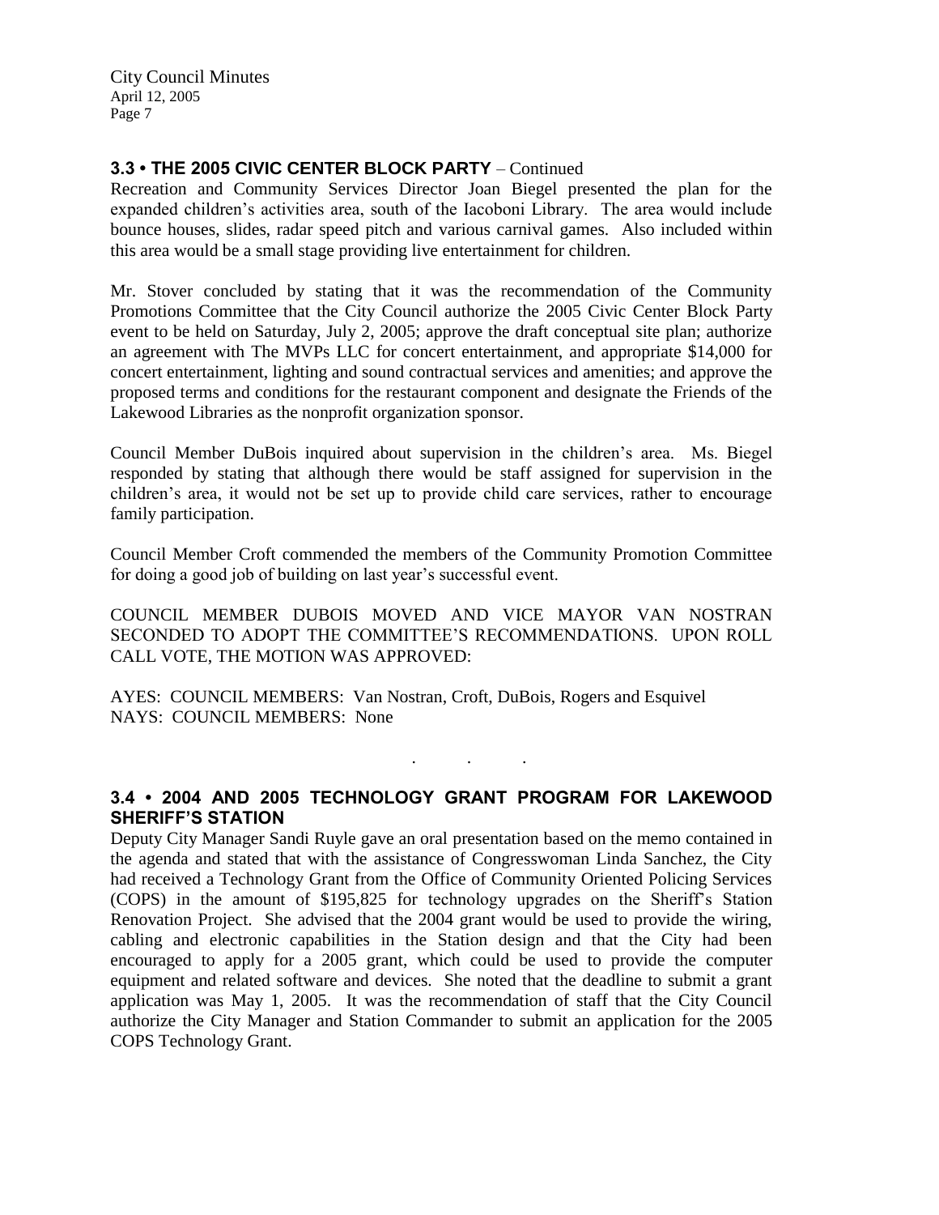### 3.3 • THE 2005 CIVIC CENTER BLOCK PARTY – Continued

Recreation and Community Services Director Joan Biegel presented the plan for the expanded children's activities area, south of the Iacoboni Library. The area would include bounce houses, slides, radar speed pitch and various carnival games. Also included within this area would be a small stage providing live entertainment for children.

Mr. Stover concluded by stating that it was the recommendation of the Community Promotions Committee that the City Council authorize the 2005 Civic Center Block Party event to be held on Saturday, July 2, 2005; approve the draft conceptual site plan; authorize an agreement with The MVPs LLC for concert entertainment, and appropriate $14,000 for concert entertainment, lighting and sound contractual services and amenities; and approve the proposed terms and conditions for the restaurant component and designate the Friends of the Lakewood Libraries as the nonprofit organization sponsor.

Council Member DuBois inquired about supervision in the children's area. Ms. Biegel responded by stating that although there would be staff assigned for supervision in the children's area, it would not be set up to provide child care services, rather to encourage family participation.

Council Member Croft commended the members of the Community Promotion Committee for doing a good job of building on last year's successful event.

COUNCIL MEMBER DUBOIS MOVED AND VICE MAYOR VAN NOSTRAN SECONDED TO ADOPT THE COMMITTEE'S RECOMMENDATIONS. UPON ROLL CALL VOTE, THE MOTION WAS APPROVED:

AYES: COUNCIL MEMBERS: Van Nostran, Croft, DuBois, Rogers and Esquivel
NAYS: COUNCIL MEMBERS: None

. . .

### 3.4 • 2004 AND 2005 TECHNOLOGY GRANT PROGRAM FOR LAKEWOOD SHERIFF'S STATION

Deputy City Manager Sandi Ruyle gave an oral presentation based on the memo contained in the agenda and stated that with the assistance of Congresswoman Linda Sanchez, the City had received a Technology Grant from the Office of Community Oriented Policing Services (COPS) in the amount of $195,825 for technology upgrades on the Sheriff's Station Renovation Project. She advised that the 2004 grant would be used to provide the wiring, cabling and electronic capabilities in the Station design and that the City had been encouraged to apply for a 2005 grant, which could be used to provide the computer equipment and related software and devices. She noted that the deadline to submit a grant application was May 1, 2005. It was the recommendation of staff that the City Council authorize the City Manager and Station Commander to submit an application for the 2005 COPS Technology Grant.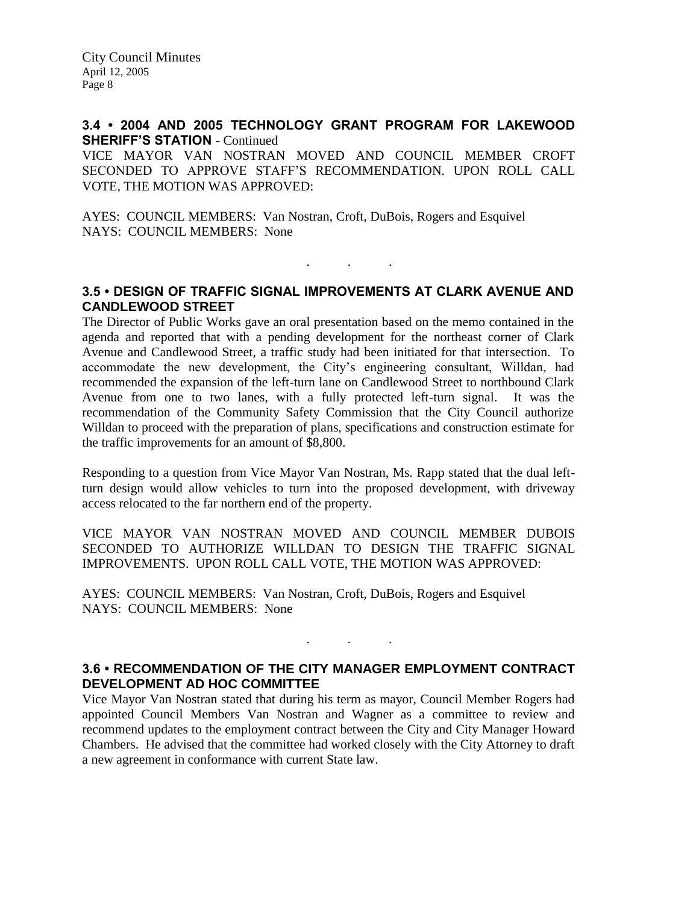### 3.4 • 2004 AND 2005 TECHNOLOGY GRANT PROGRAM FOR LAKEWOOD SHERIFF'S STATION - Continued

VICE MAYOR VAN NOSTRAN MOVED AND COUNCIL MEMBER CROFT SECONDED TO APPROVE STAFF'S RECOMMENDATION. UPON ROLL CALL VOTE, THE MOTION WAS APPROVED:

AYES: COUNCIL MEMBERS: Van Nostran, Croft, DuBois, Rogers and Esquivel
NAYS: COUNCIL MEMBERS: None

. . .

### 3.5 • DESIGN OF TRAFFIC SIGNAL IMPROVEMENTS AT CLARK AVENUE AND CANDLEWOOD STREET

The Director of Public Works gave an oral presentation based on the memo contained in the agenda and reported that with a pending development for the northeast corner of Clark Avenue and Candlewood Street, a traffic study had been initiated for that intersection. To accommodate the new development, the City's engineering consultant, Willdan, had recommended the expansion of the left-turn lane on Candlewood Street to northbound Clark Avenue from one to two lanes, with a fully protected left-turn signal. It was the recommendation of the Community Safety Commission that the City Council authorize Willdan to proceed with the preparation of plans, specifications and construction estimate for the traffic improvements for an amount of $8,800.

Responding to a question from Vice Mayor Van Nostran, Ms. Rapp stated that the dual left-turn design would allow vehicles to turn into the proposed development, with driveway access relocated to the far northern end of the property.

VICE MAYOR VAN NOSTRAN MOVED AND COUNCIL MEMBER DUBOIS SECONDED TO AUTHORIZE WILLDAN TO DESIGN THE TRAFFIC SIGNAL IMPROVEMENTS. UPON ROLL CALL VOTE, THE MOTION WAS APPROVED:

AYES: COUNCIL MEMBERS: Van Nostran, Croft, DuBois, Rogers and Esquivel
NAYS: COUNCIL MEMBERS: None

. . .

### 3.6 • RECOMMENDATION OF THE CITY MANAGER EMPLOYMENT CONTRACT DEVELOPMENT AD HOC COMMITTEE

Vice Mayor Van Nostran stated that during his term as mayor, Council Member Rogers had appointed Council Members Van Nostran and Wagner as a committee to review and recommend updates to the employment contract between the City and City Manager Howard Chambers. He advised that the committee had worked closely with the City Attorney to draft a new agreement in conformance with current State law.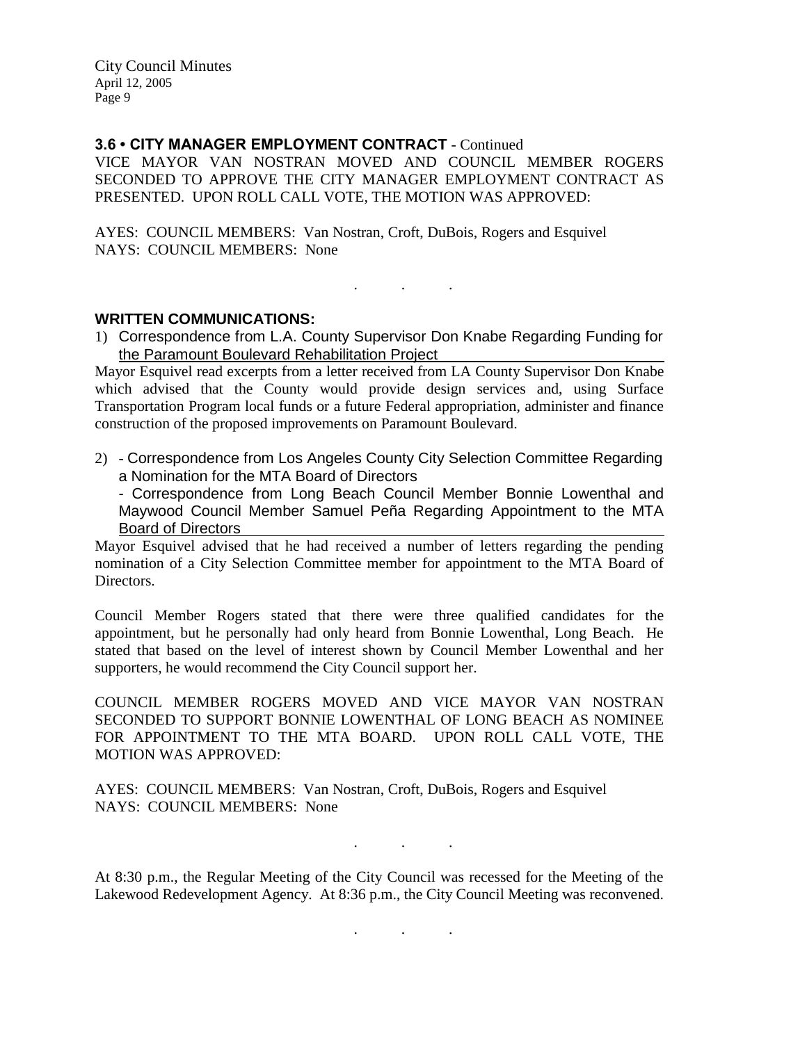### 3.6 • CITY MANAGER EMPLOYMENT CONTRACT - Continued

VICE MAYOR VAN NOSTRAN MOVED AND COUNCIL MEMBER ROGERS SECONDED TO APPROVE THE CITY MANAGER EMPLOYMENT CONTRACT AS PRESENTED. UPON ROLL CALL VOTE, THE MOTION WAS APPROVED:

AYES: COUNCIL MEMBERS: Van Nostran, Croft, DuBois, Rogers and Esquivel
NAYS: COUNCIL MEMBERS: None

. . .

### WRITTEN COMMUNICATIONS:

1) Correspondence from L.A. County Supervisor Don Knabe Regarding Funding for the Paramount Boulevard Rehabilitation Project

Mayor Esquivel read excerpts from a letter received from LA County Supervisor Don Knabe which advised that the County would provide design services and, using Surface Transportation Program local funds or a future Federal appropriation, administer and finance construction of the proposed improvements on Paramount Boulevard.

2) - Correspondence from Los Angeles County City Selection Committee Regarding a Nomination for the MTA Board of Directors
   - Correspondence from Long Beach Council Member Bonnie Lowenthal and Maywood Council Member Samuel Peña Regarding Appointment to the MTA Board of Directors

Mayor Esquivel advised that he had received a number of letters regarding the pending nomination of a City Selection Committee member for appointment to the MTA Board of Directors.

Council Member Rogers stated that there were three qualified candidates for the appointment, but he personally had only heard from Bonnie Lowenthal, Long Beach. He stated that based on the level of interest shown by Council Member Lowenthal and her supporters, he would recommend the City Council support her.

COUNCIL MEMBER ROGERS MOVED AND VICE MAYOR VAN NOSTRAN SECONDED TO SUPPORT BONNIE LOWENTHAL OF LONG BEACH AS NOMINEE FOR APPOINTMENT TO THE MTA BOARD. UPON ROLL CALL VOTE, THE MOTION WAS APPROVED:

AYES: COUNCIL MEMBERS: Van Nostran, Croft, DuBois, Rogers and Esquivel
NAYS: COUNCIL MEMBERS: None

. . .

At 8:30 p.m., the Regular Meeting of the City Council was recessed for the Meeting of the Lakewood Redevelopment Agency. At 8:36 p.m., the City Council Meeting was reconvened.

. . .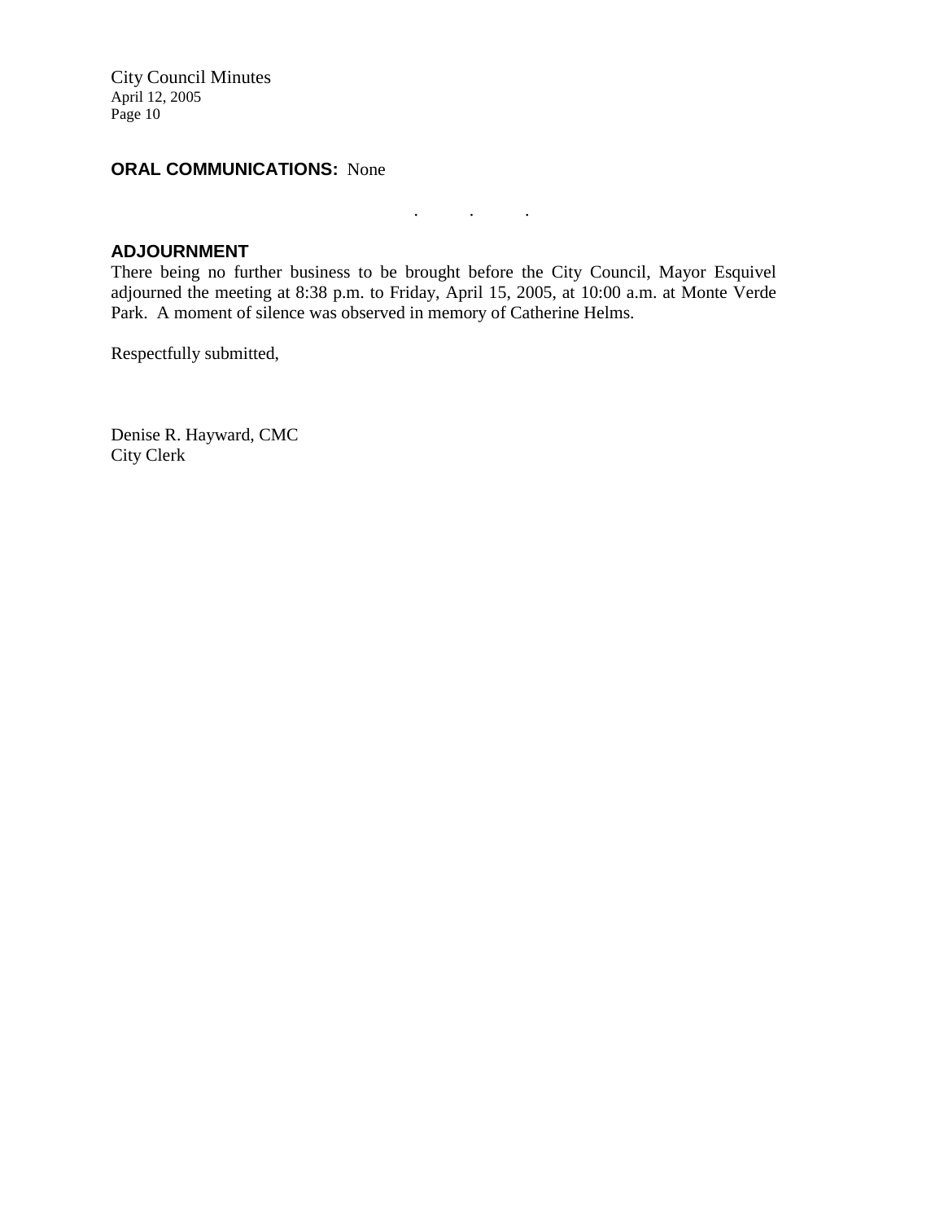**ORAL COMMUNICATIONS:** None

. . .

## ADJOURNMENT

There being no further business to be brought before the City Council, Mayor Esquivel adjourned the meeting at 8:38 p.m. to Friday, April 15, 2005, at 10:00 a.m. at Monte Verde Park. A moment of silence was observed in memory of Catherine Helms.

Respectfully submitted,

Denise R. Hayward, CMC
City Clerk